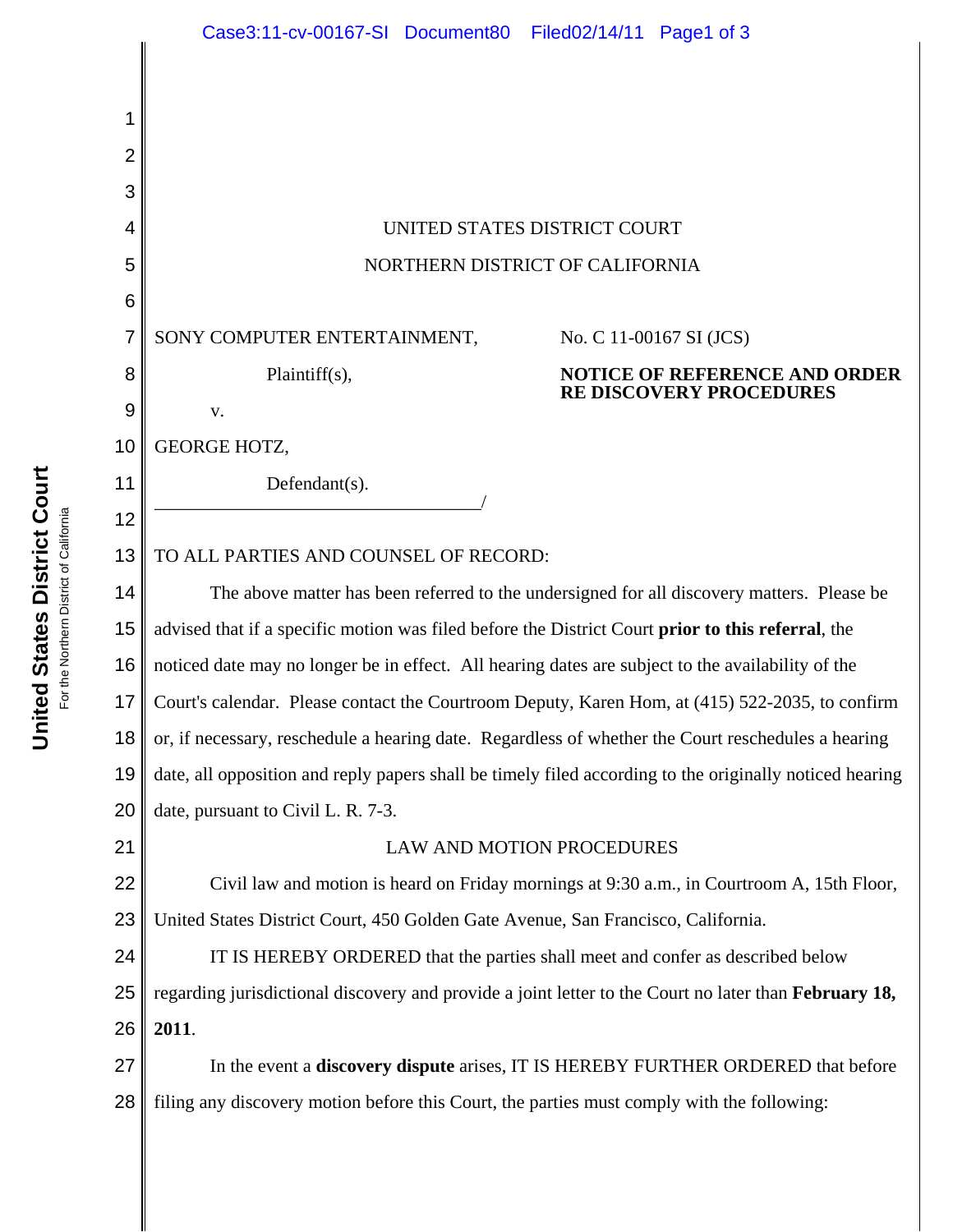UNITED STATES DISTRICT COURT

NORTHERN DISTRICT OF CALIFORNIA

SONY COMPUTER ENTERTAINMENT,

Plaintiff(s),

v.

GEORGE HOTZ,

Defendant(s).

No. C 11-00167 SI (JCS)

**NOTICE OF REFERENCE AND ORDER RE DISCOVERY PROCEDURES**

TO ALL PARTIES AND COUNSEL OF RECORD:

The above matter has been referred to the undersigned for all discovery matters. Please be advised that if a specific motion was filed before the District Court **prior to this referral**, the noticed date may no longer be in effect. All hearing dates are subject to the availability of the Court's calendar. Please contact the Courtroom Deputy, Karen Hom, at (415) 522-2035, to confirm or, if necessary, reschedule a hearing date. Regardless of whether the Court reschedules a hearing date, all opposition and reply papers shall be timely filed according to the originally noticed hearing date, pursuant to Civil L. R. 7-3.

LAW AND MOTION PROCEDURES

Civil law and motion is heard on Friday mornings at 9:30 a.m., in Courtroom A, 15th Floor, United States District Court, 450 Golden Gate Avenue, San Francisco, California.

IT IS HEREBY ORDERED that the parties shall meet and confer as described below regarding jurisdictional discovery and provide a joint letter to the Court no later than **February 18, 2011**.

In the event a **discovery dispute** arises, IT IS HEREBY FURTHER ORDERED that before filing any discovery motion before this Court, the parties must comply with the following: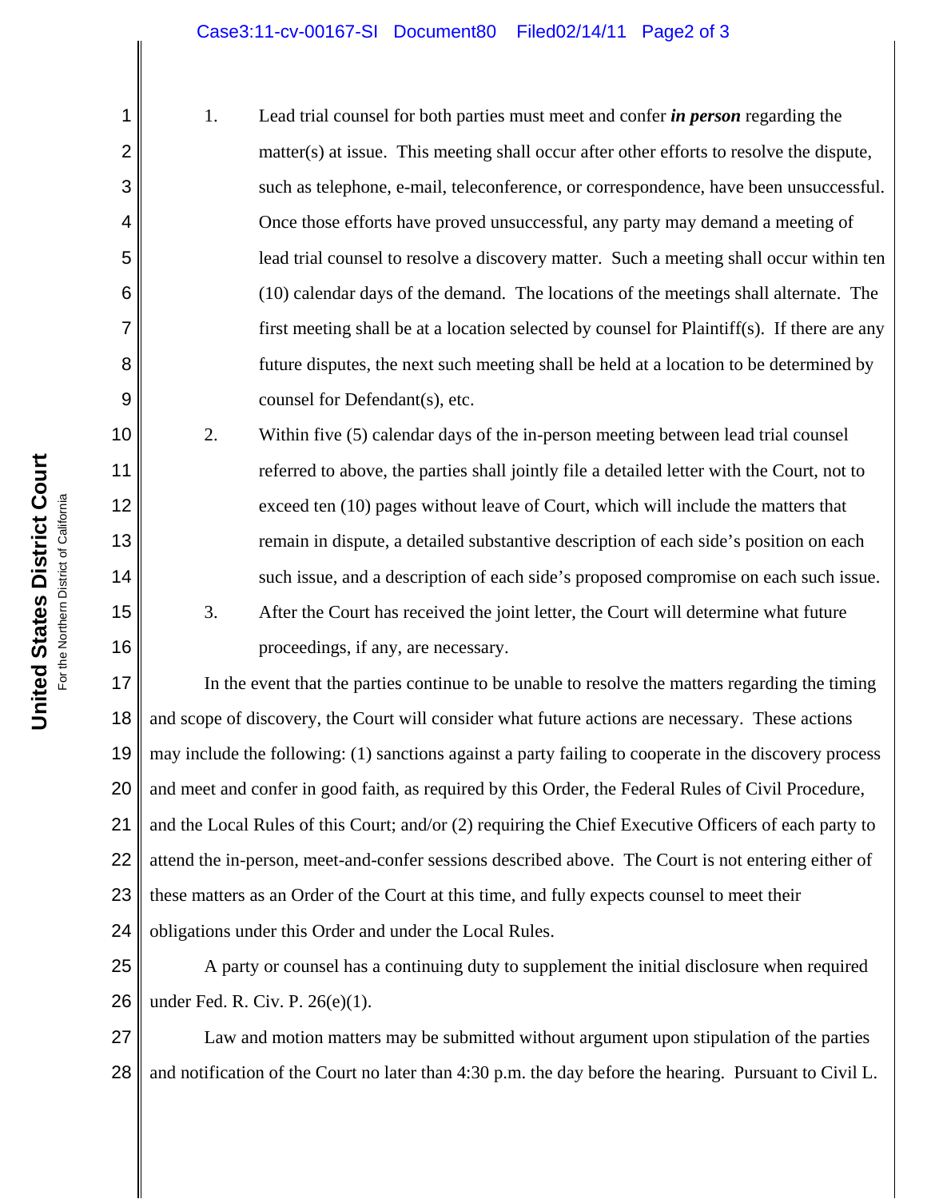1. Lead trial counsel for both parties must meet and confer ***in person*** regarding the matter(s) at issue. This meeting shall occur after other efforts to resolve the dispute, such as telephone, e-mail, teleconference, or correspondence, have been unsuccessful. Once those efforts have proved unsuccessful, any party may demand a meeting of lead trial counsel to resolve a discovery matter. Such a meeting shall occur within ten (10) calendar days of the demand. The locations of the meetings shall alternate. The first meeting shall be at a location selected by counsel for Plaintiff(s). If there are any future disputes, the next such meeting shall be held at a location to be determined by counsel for Defendant(s), etc.

2. Within five (5) calendar days of the in-person meeting between lead trial counsel referred to above, the parties shall jointly file a detailed letter with the Court, not to exceed ten (10) pages without leave of Court, which will include the matters that remain in dispute, a detailed substantive description of each side's position on each such issue, and a description of each side's proposed compromise on each such issue.

3. After the Court has received the joint letter, the Court will determine what future proceedings, if any, are necessary.

In the event that the parties continue to be unable to resolve the matters regarding the timing and scope of discovery, the Court will consider what future actions are necessary. These actions may include the following: (1) sanctions against a party failing to cooperate in the discovery process and meet and confer in good faith, as required by this Order, the Federal Rules of Civil Procedure, and the Local Rules of this Court; and/or (2) requiring the Chief Executive Officers of each party to attend the in-person, meet-and-confer sessions described above. The Court is not entering either of these matters as an Order of the Court at this time, and fully expects counsel to meet their obligations under this Order and under the Local Rules.

A party or counsel has a continuing duty to supplement the initial disclosure when required under Fed. R. Civ. P. 26(e)(1).

Law and motion matters may be submitted without argument upon stipulation of the parties and notification of the Court no later than 4:30 p.m. the day before the hearing. Pursuant to Civil L.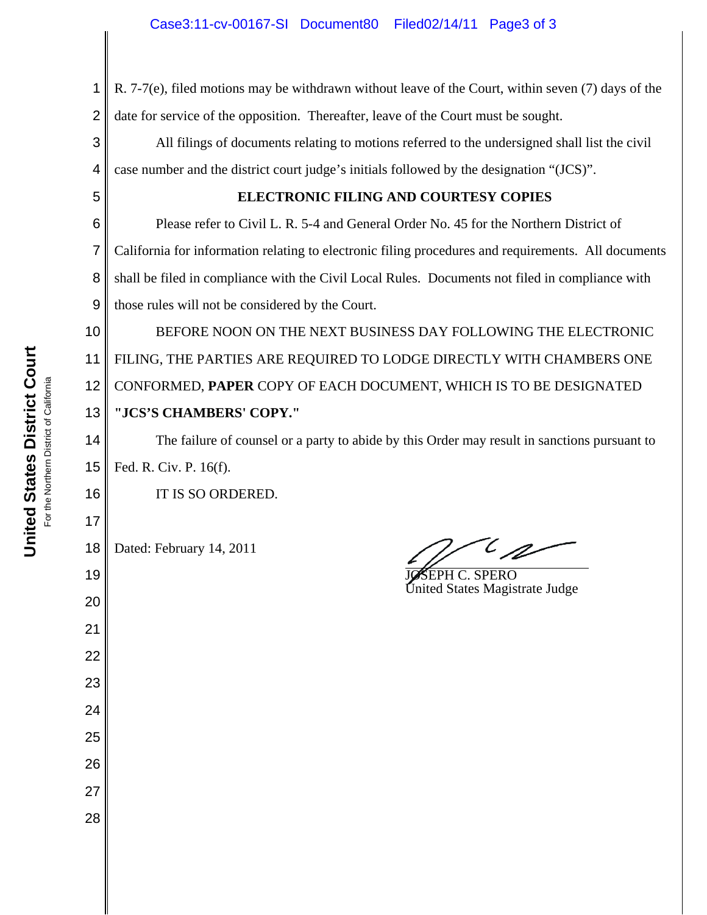R. 7-7(e), filed motions may be withdrawn without leave of the Court, within seven (7) days of the date for service of the opposition. Thereafter, leave of the Court must be sought.

All filings of documents relating to motions referred to the undersigned shall list the civil case number and the district court judge's initials followed by the designation "(JCS)".

**ELECTRONIC FILING AND COURTESY COPIES**

Please refer to Civil L. R. 5-4 and General Order No. 45 for the Northern District of California for information relating to electronic filing procedures and requirements. All documents shall be filed in compliance with the Civil Local Rules. Documents not filed in compliance with those rules will not be considered by the Court.

BEFORE NOON ON THE NEXT BUSINESS DAY FOLLOWING THE ELECTRONIC FILING, THE PARTIES ARE REQUIRED TO LODGE DIRECTLY WITH CHAMBERS ONE CONFORMED, **PAPER** COPY OF EACH DOCUMENT, WHICH IS TO BE DESIGNATED **"JCS'S CHAMBERS' COPY."**

The failure of counsel or a party to abide by this Order may result in sanctions pursuant to Fed. R. Civ. P. 16(f).

IT IS SO ORDERED.

Dated: February 14, 2011

JOSEPH C. SPERO
United States Magistrate Judge